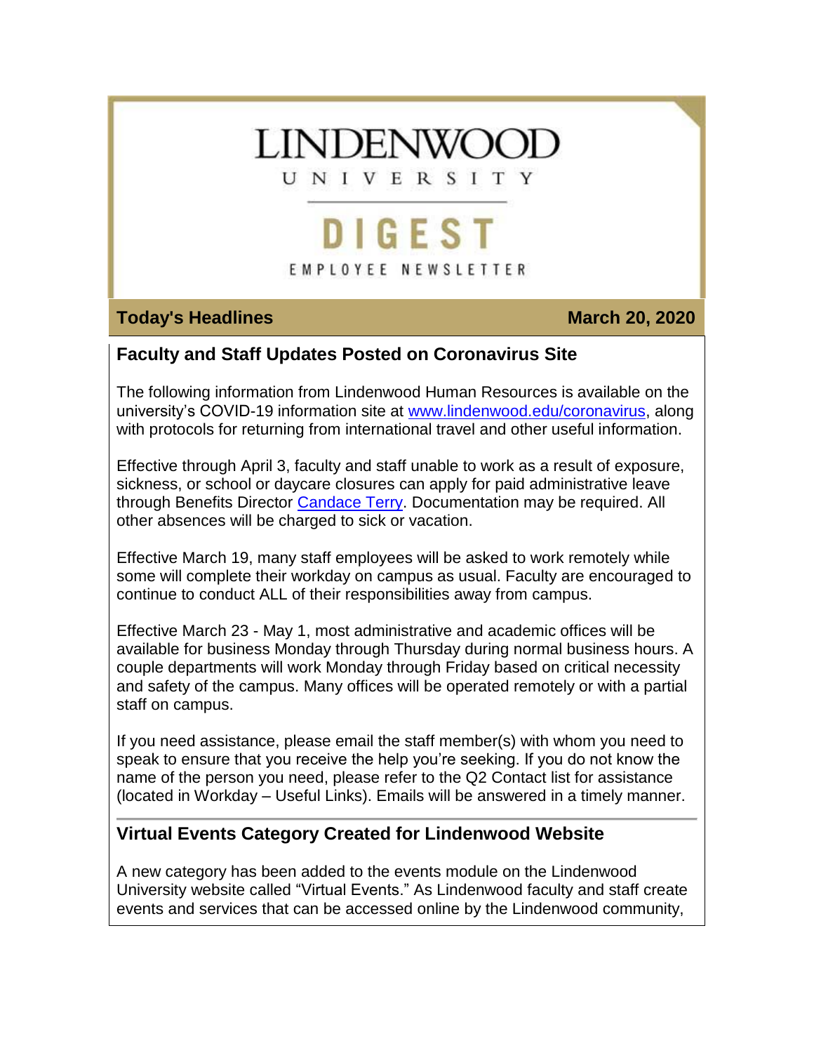# LINDENWOOD UNIVERSITY

## DIGEST

EMPLOYEE NEWSLETTER

**Today's Headlines** **March 20, 2020**

## Faculty and Staff Updates Posted on Coronavirus Site

The following information from Lindenwood Human Resources is available on the university's COVID-19 information site at [www.lindenwood.edu/coronavirus](www.lindenwood.edu/coronavirus), along with protocols for returning from international travel and other useful information.

Effective through April 3, faculty and staff unable to work as a result of exposure, sickness, or school or daycare closures can apply for paid administrative leave through Benefits Director Candace Terry. Documentation may be required. All other absences will be charged to sick or vacation.

Effective March 19, many staff employees will be asked to work remotely while some will complete their workday on campus as usual. Faculty are encouraged to continue to conduct ALL of their responsibilities away from campus.

Effective March 23 - May 1, most administrative and academic offices will be available for business Monday through Thursday during normal business hours. A couple departments will work Monday through Friday based on critical necessity and safety of the campus. Many offices will be operated remotely or with a partial staff on campus.

If you need assistance, please email the staff member(s) with whom you need to speak to ensure that you receive the help you're seeking. If you do not know the name of the person you need, please refer to the Q2 Contact list for assistance (located in Workday – Useful Links). Emails will be answered in a timely manner.

## Virtual Events Category Created for Lindenwood Website

A new category has been added to the events module on the Lindenwood University website called "Virtual Events." As Lindenwood faculty and staff create events and services that can be accessed online by the Lindenwood community,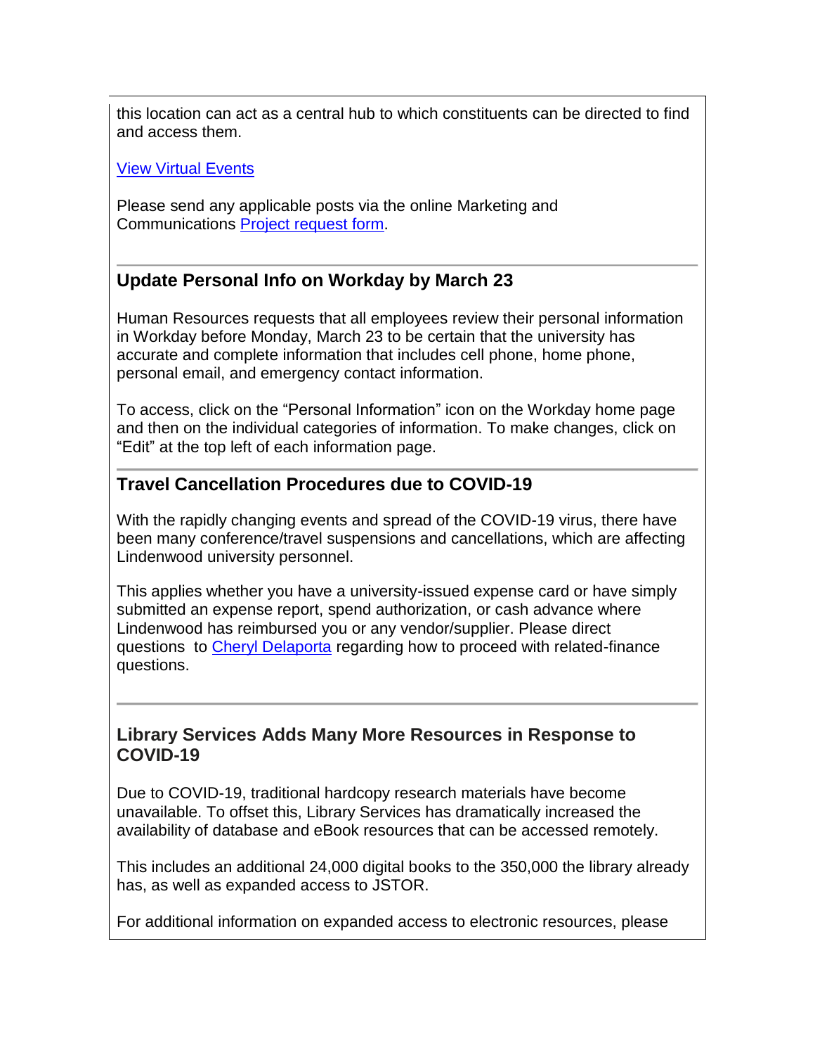this location can act as a central hub to which constituents can be directed to find and access them.

View Virtual Events

Please send any applicable posts via the online Marketing and Communications Project request form.

---

### Update Personal Info on Workday by March 23

Human Resources requests that all employees review their personal information in Workday before Monday, March 23 to be certain that the university has accurate and complete information that includes cell phone, home phone, personal email, and emergency contact information.

To access, click on the "Personal Information" icon on the Workday home page and then on the individual categories of information. To make changes, click on "Edit" at the top left of each information page.

---

### Travel Cancellation Procedures due to COVID-19

With the rapidly changing events and spread of the COVID-19 virus, there have been many conference/travel suspensions and cancellations, which are affecting Lindenwood university personnel.

This applies whether you have a university-issued expense card or have simply submitted an expense report, spend authorization, or cash advance where Lindenwood has reimbursed you or any vendor/supplier. Please direct questions to Cheryl Delaporta regarding how to proceed with related-finance questions.

---

### Library Services Adds Many More Resources in Response to COVID-19

Due to COVID-19, traditional hardcopy research materials have become unavailable. To offset this, Library Services has dramatically increased the availability of database and eBook resources that can be accessed remotely.

This includes an additional 24,000 digital books to the 350,000 the library already has, as well as expanded access to JSTOR.

For additional information on expanded access to electronic resources, please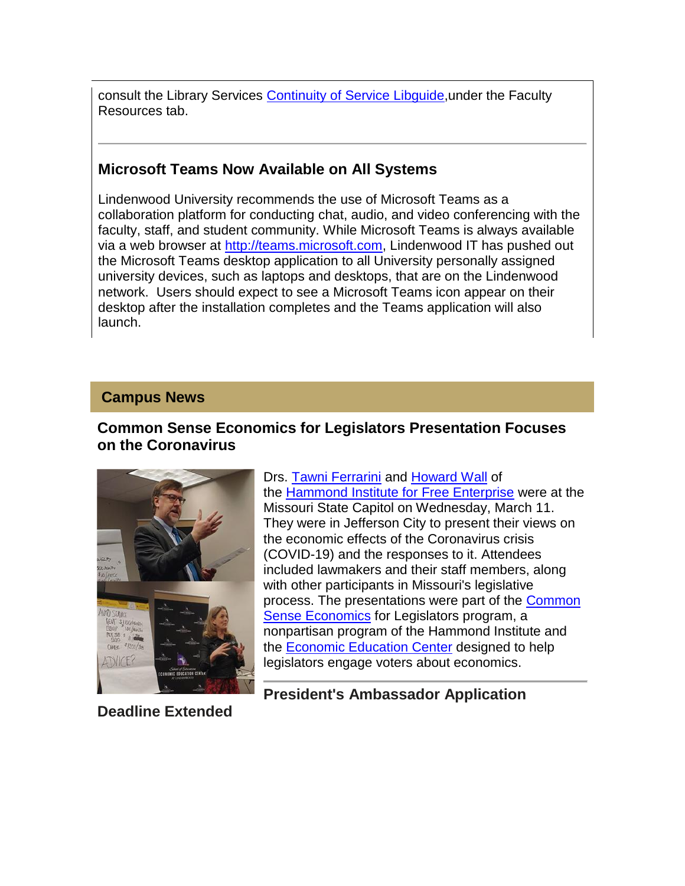consult the Library Services Continuity of Service Libguide,under the Faculty Resources tab.

---

### Microsoft Teams Now Available on All Systems

Lindenwood University recommends the use of Microsoft Teams as a collaboration platform for conducting chat, audio, and video conferencing with the faculty, staff, and student community. While Microsoft Teams is always available via a web browser at http://teams.microsoft.com, Lindenwood IT has pushed out the Microsoft Teams desktop application to all University personally assigned university devices, such as laptops and desktops, that are on the Lindenwood network. Users should expect to see a Microsoft Teams icon appear on their desktop after the installation completes and the Teams application will also launch.

## Campus News

### Common Sense Economics for Legislators Presentation Focuses on the Coronavirus

Drs. Tawni Ferrarini and Howard Wall of the Hammond Institute for Free Enterprise were at the Missouri State Capitol on Wednesday, March 11. They were in Jefferson City to present their views on the economic effects of the Coronavirus crisis (COVID-19) and the responses to it. Attendees included lawmakers and their staff members, along with other participants in Missouri's legislative process. The presentations were part of the Common Sense Economics for Legislators program, a nonpartisan program of the Hammond Institute and the Economic Education Center designed to help legislators engage voters about economics.

---

### President's Ambassador Application Deadline Extended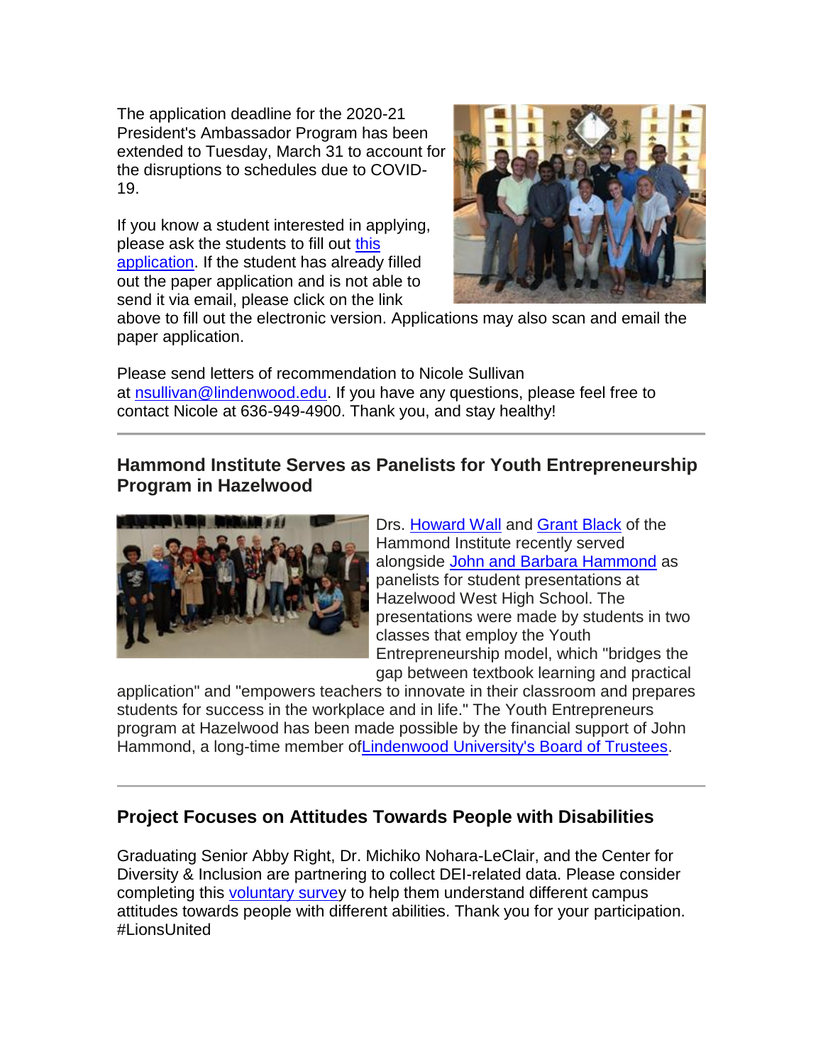The application deadline for the 2020-21 President's Ambassador Program has been extended to Tuesday, March 31 to account for the disruptions to schedules due to COVID-19.

If you know a student interested in applying, please ask the students to fill out this application. If the student has already filled out the paper application and is not able to send it via email, please click on the link above to fill out the electronic version. Applications may also scan and email the paper application.

Please send letters of recommendation to Nicole Sullivan at nsullivan@lindenwood.edu. If you have any questions, please feel free to contact Nicole at 636-949-4900. Thank you, and stay healthy!

---

### Hammond Institute Serves as Panelists for Youth Entrepreneurship Program in Hazelwood

Drs. Howard Wall and Grant Black of the Hammond Institute recently served alongside John and Barbara Hammond as panelists for student presentations at Hazelwood West High School. The presentations were made by students in two classes that employ the Youth Entrepreneurship model, which "bridges the gap between textbook learning and practical application" and "empowers teachers to innovate in their classroom and prepares students for success in the workplace and in life." The Youth Entrepreneurs program at Hazelwood has been made possible by the financial support of John Hammond, a long-time member ofLindenwood University's Board of Trustees.

---

### Project Focuses on Attitudes Towards People with Disabilities

Graduating Senior Abby Right, Dr. Michiko Nohara-LeClair, and the Center for Diversity & Inclusion are partnering to collect DEI-related data. Please consider completing this voluntary survey to help them understand different campus attitudes towards people with different abilities. Thank you for your participation. #LionsUnited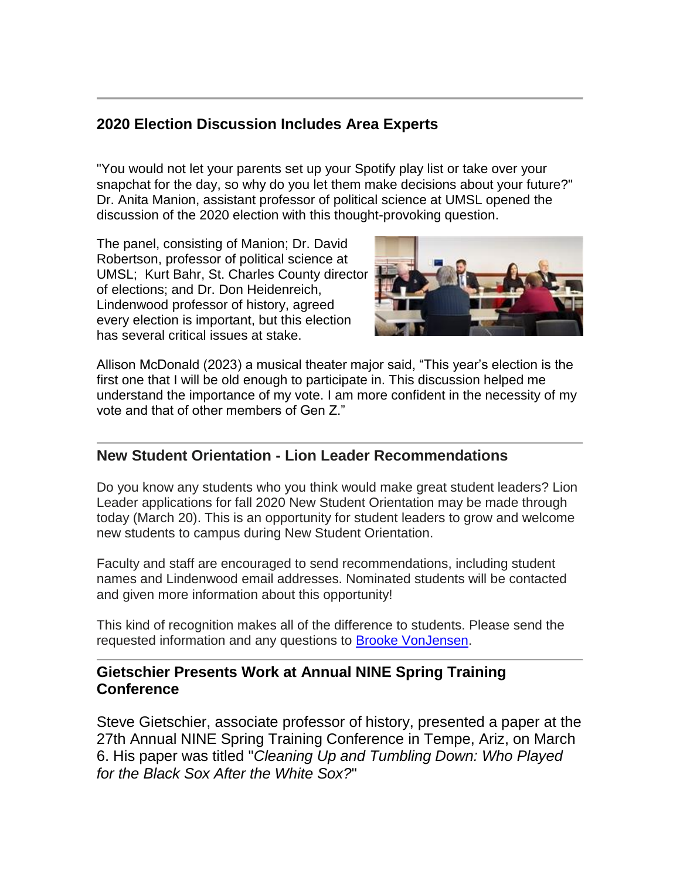## 2020 Election Discussion Includes Area Experts

"You would not let your parents set up your Spotify play list or take over your snapchat for the day, so why do you let them make decisions about your future?" Dr. Anita Manion, assistant professor of political science at UMSL opened the discussion of the 2020 election with this thought-provoking question.

The panel, consisting of Manion; Dr. David Robertson, professor of political science at UMSL; Kurt Bahr, St. Charles County director of elections; and Dr. Don Heidenreich, Lindenwood professor of history, agreed every election is important, but this election has several critical issues at stake.

Allison McDonald (2023) a musical theater major said, "This year's election is the first one that I will be old enough to participate in. This discussion helped me understand the importance of my vote. I am more confident in the necessity of my vote and that of other members of Gen Z."

## New Student Orientation - Lion Leader Recommendations

Do you know any students who you think would make great student leaders? Lion Leader applications for fall 2020 New Student Orientation may be made through today (March 20). This is an opportunity for student leaders to grow and welcome new students to campus during New Student Orientation.

Faculty and staff are encouraged to send recommendations, including student names and Lindenwood email addresses. Nominated students will be contacted and given more information about this opportunity!

This kind of recognition makes all of the difference to students. Please send the requested information and any questions to Brooke VonJensen.

## Gietschier Presents Work at Annual NINE Spring Training Conference

Steve Gietschier, associate professor of history, presented a paper at the 27th Annual NINE Spring Training Conference in Tempe, Ariz, on March 6. His paper was titled "*Cleaning Up and Tumbling Down: Who Played for the Black Sox After the White Sox?*"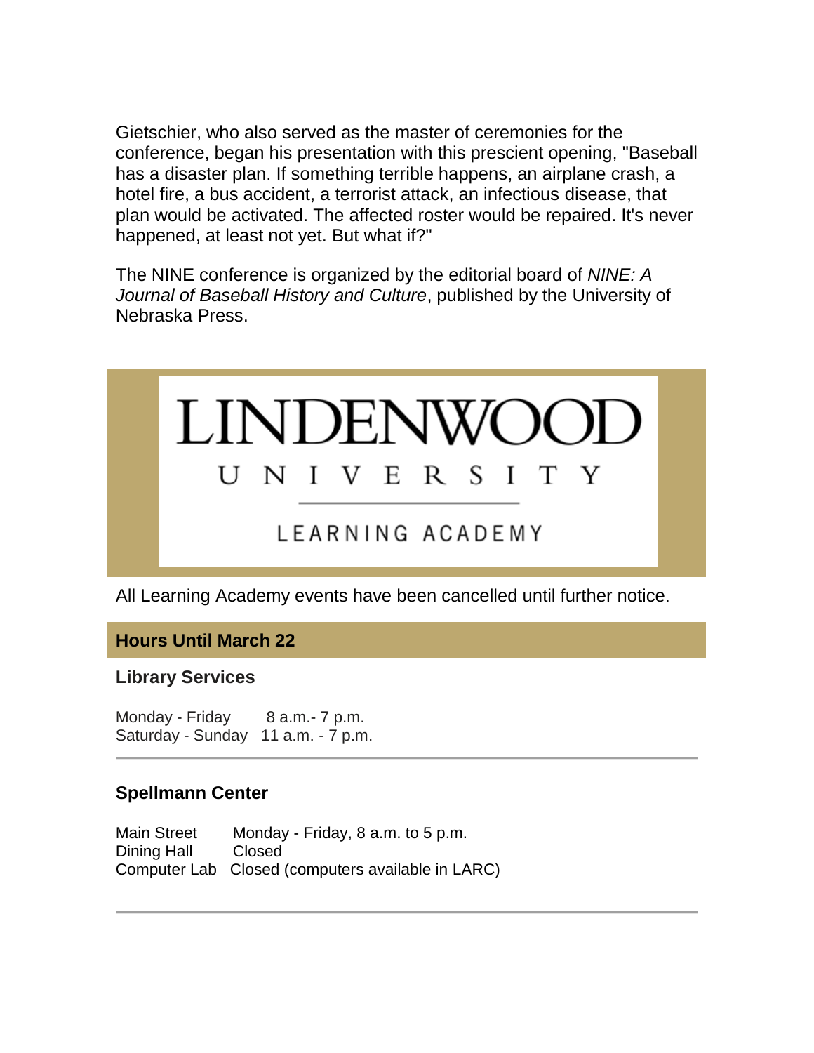Gietschier, who also served as the master of ceremonies for the conference, began his presentation with this prescient opening, "Baseball has a disaster plan. If something terrible happens, an airplane crash, a hotel fire, a bus accident, a terrorist attack, an infectious disease, that plan would be activated. The affected roster would be repaired. It's never happened, at least not yet. But what if?"

The NINE conference is organized by the editorial board of *NINE: A Journal of Baseball History and Culture*, published by the University of Nebraska Press.

# LINDENWOOD UNIVERSITY

## LEARNING ACADEMY

All Learning Academy events have been cancelled until further notice.

## Hours Until March 22

### Library Services

Monday - Friday 8 a.m.- 7 p.m.
Saturday - Sunday 11 a.m. - 7 p.m.

---

### Spellmann Center

Main Street Monday - Friday, 8 a.m. to 5 p.m.
Dining Hall Closed
Computer Lab Closed (computers available in LARC)

---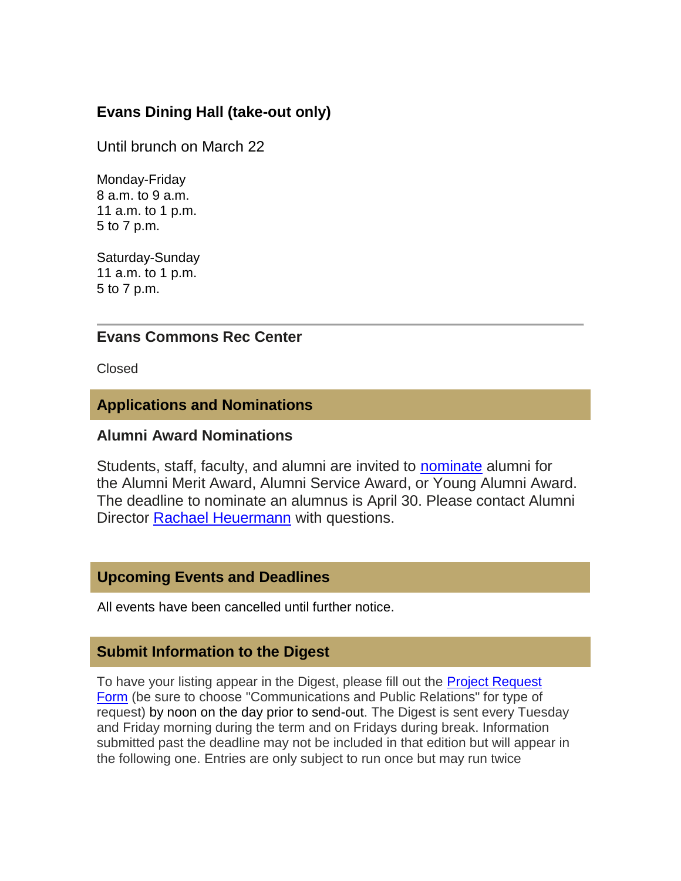### Evans Dining Hall (take-out only)

Until brunch on March 22

Monday-Friday
8 a.m. to 9 a.m.
11 a.m. to 1 p.m.
5 to 7 p.m.

Saturday-Sunday
11 a.m. to 1 p.m.
5 to 7 p.m.

---

### Evans Commons Rec Center

Closed

## Applications and Nominations

### Alumni Award Nominations

Students, staff, faculty, and alumni are invited to nominate alumni for the Alumni Merit Award, Alumni Service Award, or Young Alumni Award. The deadline to nominate an alumnus is April 30. Please contact Alumni Director Rachael Heuermann with questions.

## Upcoming Events and Deadlines

All events have been cancelled until further notice.

## Submit Information to the Digest

To have your listing appear in the Digest, please fill out the Project Request Form (be sure to choose "Communications and Public Relations" for type of request) by noon on the day prior to send-out. The Digest is sent every Tuesday and Friday morning during the term and on Fridays during break. Information submitted past the deadline may not be included in that edition but will appear in the following one. Entries are only subject to run once but may run twice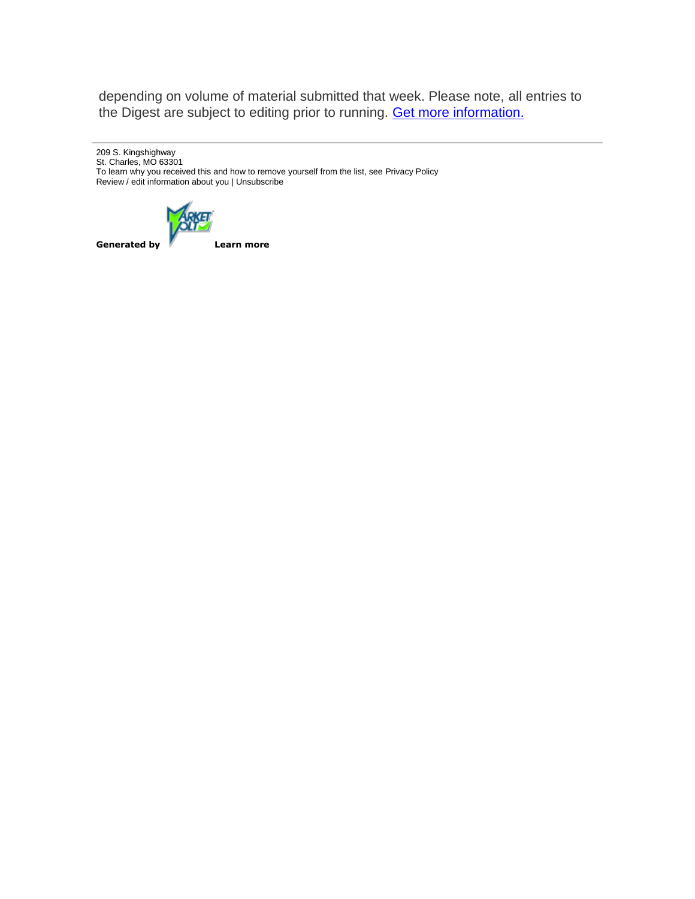depending on volume of material submitted that week. Please note, all entries to the Digest are subject to editing prior to running. [Get more information.]

---

209 S. Kingshighway
St. Charles, MO 63301
To learn why you received this and how to remove yourself from the list, see Privacy Policy
Review / edit information about you | Unsubscribe

**Generated by** **Learn more**